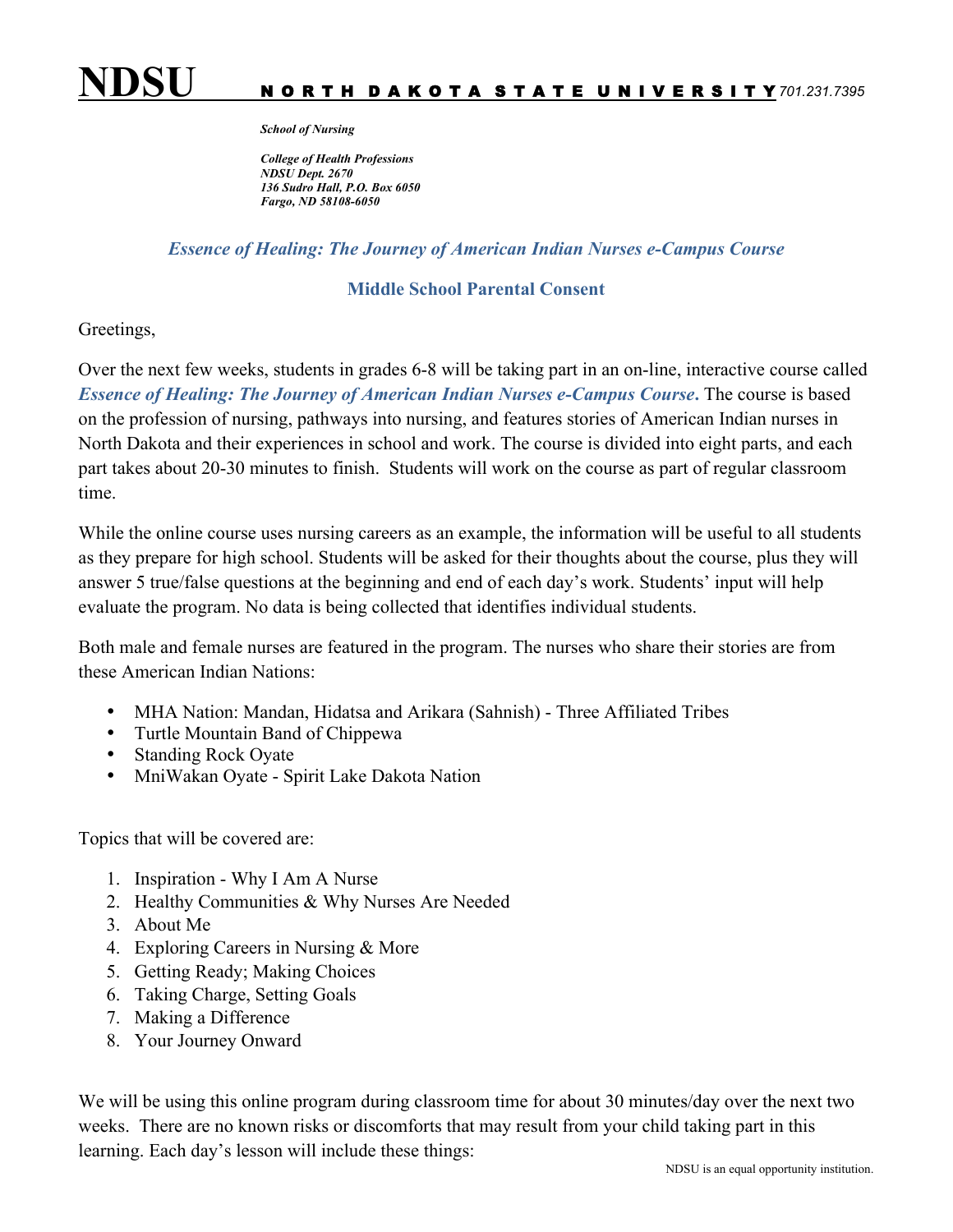# NDSU NORTH DAKOTA STATE UNIVERSITY

*701.231.7395*

***School of Nursing***

***College of Health Professions***
***NDSU Dept. 2670***
***136 Sudro Hall, P.O. Box 6050***
***Fargo, ND 58108-6050***

## *Essence of Healing: The Journey of American Indian Nurses e-Campus Course*

## Middle School Parental Consent

Greetings,

Over the next few weeks, students in grades 6-8 will be taking part in an on-line, interactive course called ***Essence of Healing: The Journey of American Indian Nurses e-Campus Course***. The course is based on the profession of nursing, pathways into nursing, and features stories of American Indian nurses in North Dakota and their experiences in school and work. The course is divided into eight parts, and each part takes about 20-30 minutes to finish. Students will work on the course as part of regular classroom time.

While the online course uses nursing careers as an example, the information will be useful to all students as they prepare for high school. Students will be asked for their thoughts about the course, plus they will answer 5 true/false questions at the beginning and end of each day's work. Students' input will help evaluate the program. No data is being collected that identifies individual students.

Both male and female nurses are featured in the program. The nurses who share their stories are from these American Indian Nations:

- MHA Nation: Mandan, Hidatsa and Arikara (Sahnish) - Three Affiliated Tribes
- Turtle Mountain Band of Chippewa
- Standing Rock Oyate
- MniWakan Oyate - Spirit Lake Dakota Nation

Topics that will be covered are:

1. Inspiration - Why I Am A Nurse
2. Healthy Communities & Why Nurses Are Needed
3. About Me
4. Exploring Careers in Nursing & More
5. Getting Ready; Making Choices
6. Taking Charge, Setting Goals
7. Making a Difference
8. Your Journey Onward

We will be using this online program during classroom time for about 30 minutes/day over the next two weeks. There are no known risks or discomforts that may result from your child taking part in this learning. Each day's lesson will include these things:

NDSU is an equal opportunity institution.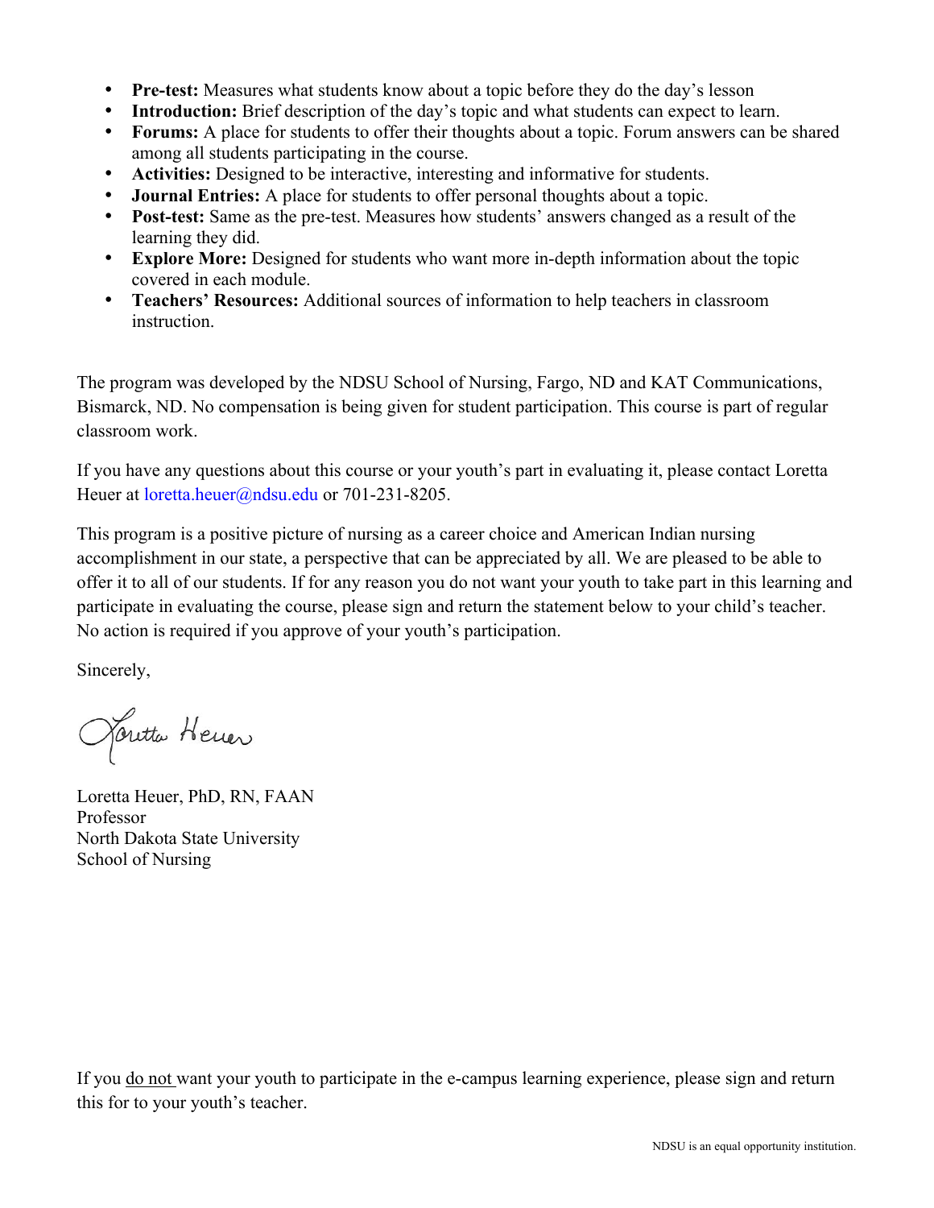- **Pre-test:** Measures what students know about a topic before they do the day's lesson
- **Introduction:** Brief description of the day's topic and what students can expect to learn.
- **Forums:** A place for students to offer their thoughts about a topic. Forum answers can be shared among all students participating in the course.
- **Activities:** Designed to be interactive, interesting and informative for students.
- **Journal Entries:** A place for students to offer personal thoughts about a topic.
- **Post-test:** Same as the pre-test. Measures how students' answers changed as a result of the learning they did.
- **Explore More:** Designed for students who want more in-depth information about the topic covered in each module.
- **Teachers' Resources:** Additional sources of information to help teachers in classroom instruction.

The program was developed by the NDSU School of Nursing, Fargo, ND and KAT Communications, Bismarck, ND. No compensation is being given for student participation. This course is part of regular classroom work.

If you have any questions about this course or your youth's part in evaluating it, please contact Loretta Heuer at loretta.heuer@ndsu.edu or 701-231-8205.

This program is a positive picture of nursing as a career choice and American Indian nursing accomplishment in our state, a perspective that can be appreciated by all. We are pleased to be able to offer it to all of our students. If for any reason you do not want your youth to take part in this learning and participate in evaluating the course, please sign and return the statement below to your child's teacher. No action is required if you approve of your youth's participation.

Sincerely,

Loretta Heuer

Loretta Heuer, PhD, RN, FAAN
Professor
North Dakota State University
School of Nursing

If you do not want your youth to participate in the e-campus learning experience, please sign and return this for to your youth's teacher.

NDSU is an equal opportunity institution.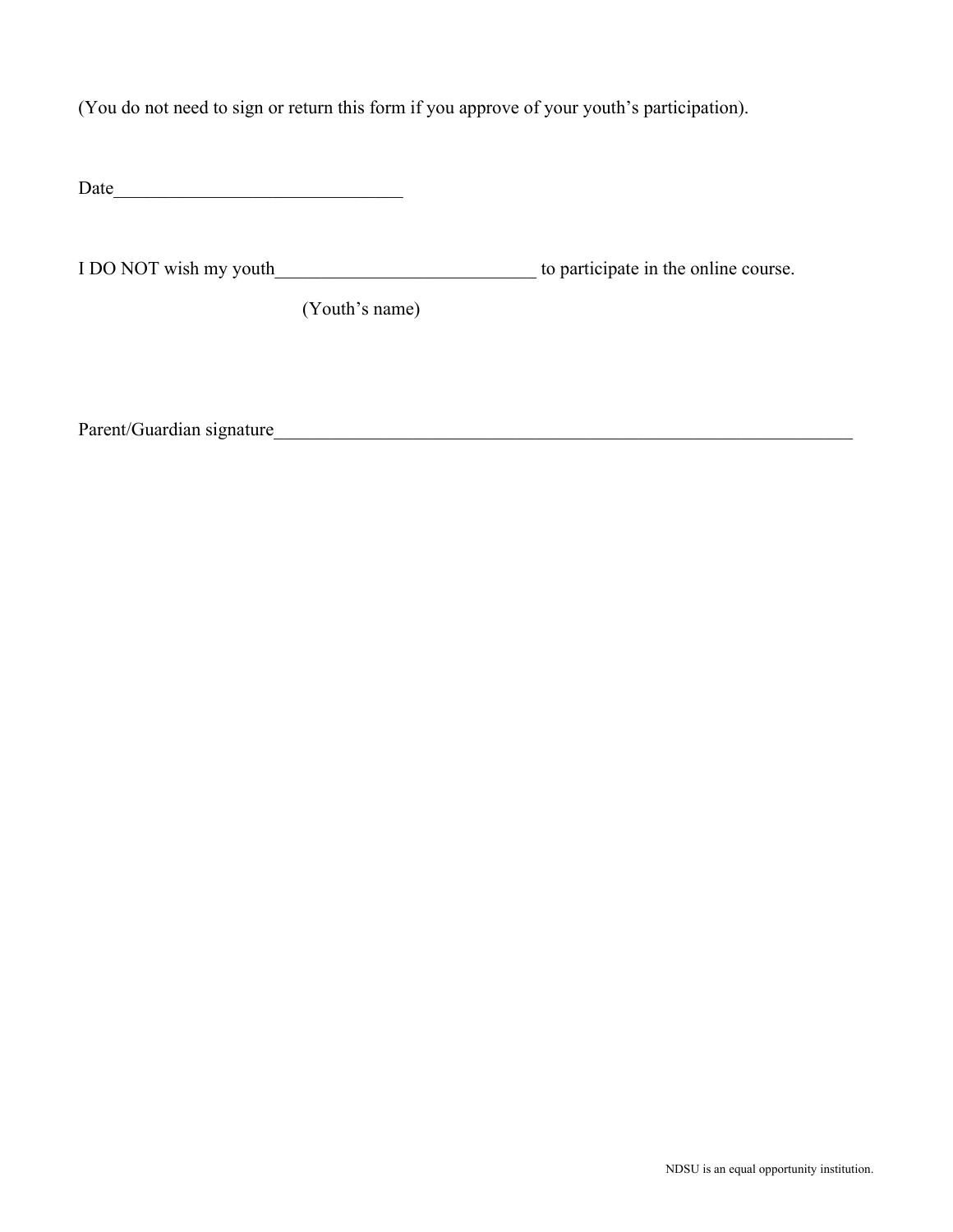(You do not need to sign or return this form if you approve of your youth's participation).

Date_______________________________

I DO NOT wish my youth____________________________ to participate in the online course.

(Youth's name)

Parent/Guardian signature_______________________________________________________________

NDSU is an equal opportunity institution.